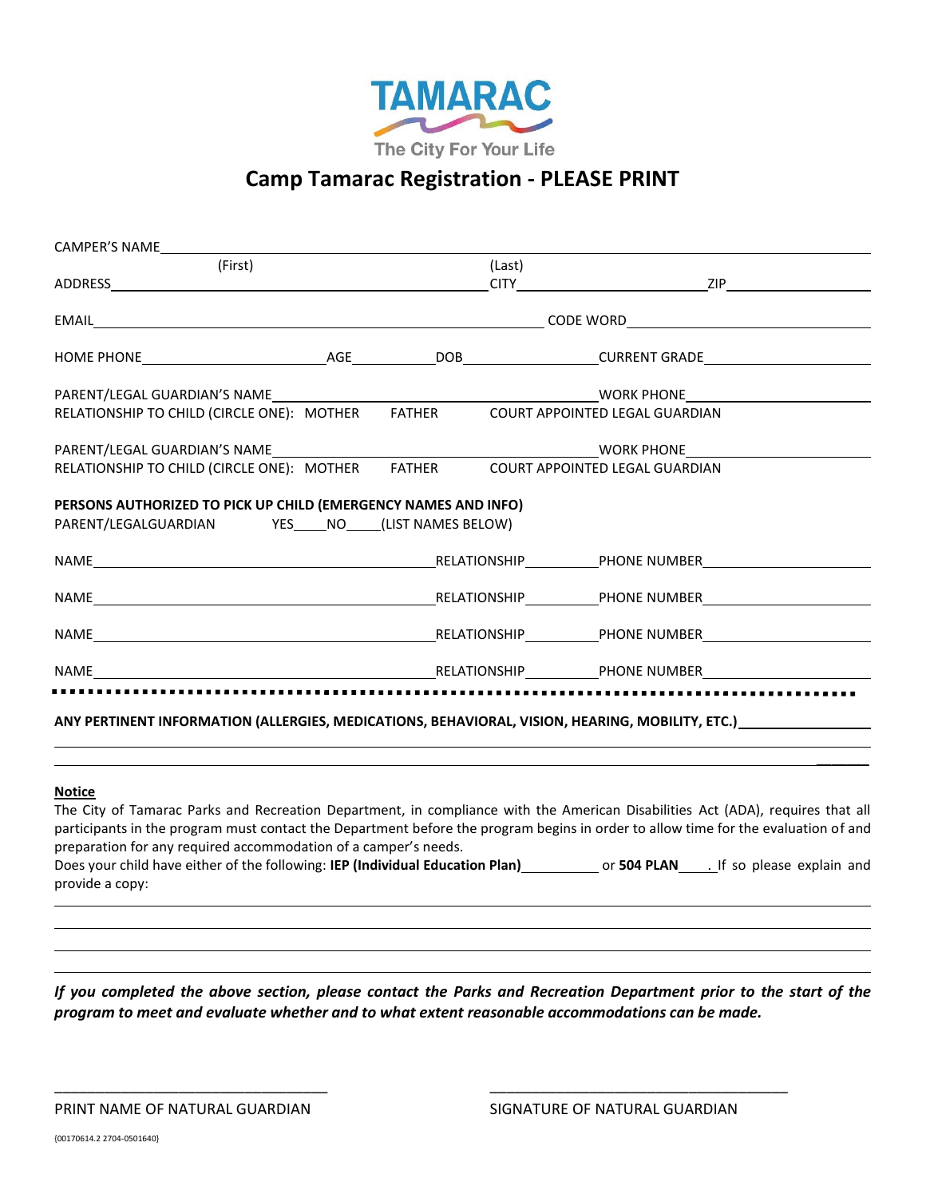TAMARAC

The City For Your Life

# Camp Tamarac Registration - PLEASE PRINT

CAMPER'S NAME\_\_\_\_\_\_\_\_\_\_\_\_\_\_\_\_\_\_\_\_\_\_\_\_\_\_\_\_\_\_\_\_\_\_\_\_\_\_\_\_\_\_\_\_\_\_\_\_\_\_\_\_\_\_\_\_\_\_\_\_\_\_\_\_\_\_\_\_
(First) (Last)

ADDRESS\_\_\_\_\_\_\_\_\_\_\_\_\_\_\_\_\_\_\_\_\_\_\_\_\_\_\_\_\_\_\_\_\_\_\_\_\_\_ CITY\_\_\_\_\_\_\_\_\_\_\_\_\_\_\_\_\_\_\_\_ ZIP\_\_\_\_\_\_\_\_\_\_\_\_\_\_

EMAIL\_\_\_\_\_\_\_\_\_\_\_\_\_\_\_\_\_\_\_\_\_\_\_\_\_\_\_\_\_\_\_\_\_\_\_\_\_\_\_\_\_\_\_\_\_\_ CODE WORD\_\_\_\_\_\_\_\_\_\_\_\_\_\_\_\_\_\_\_\_\_\_\_\_\_\_

HOME PHONE\_\_\_\_\_\_\_\_\_\_\_\_\_\_\_\_\_\_\_\_ AGE\_\_\_\_\_\_\_\_ DOB\_\_\_\_\_\_\_\_\_\_\_\_\_\_\_ CURRENT GRADE\_\_\_\_\_\_\_\_\_\_\_\_\_\_\_\_

PARENT/LEGAL GUARDIAN'S NAME\_\_\_\_\_\_\_\_\_\_\_\_\_\_\_\_\_\_\_\_\_\_\_\_\_\_\_\_\_\_\_\_\_\_\_ WORK PHONE\_\_\_\_\_\_\_\_\_\_\_\_\_\_\_\_\_\_\_\_
RELATIONSHIP TO CHILD (CIRCLE ONE): MOTHER FATHER COURT APPOINTED LEGAL GUARDIAN

PARENT/LEGAL GUARDIAN'S NAME\_\_\_\_\_\_\_\_\_\_\_\_\_\_\_\_\_\_\_\_\_\_\_\_\_\_\_\_\_\_\_\_\_\_\_ WORK PHONE\_\_\_\_\_\_\_\_\_\_\_\_\_\_\_\_\_\_\_\_
RELATIONSHIP TO CHILD (CIRCLE ONE): MOTHER FATHER COURT APPOINTED LEGAL GUARDIAN

**PERSONS AUTHORIZED TO PICK UP CHILD (EMERGENCY NAMES AND INFO)**
PARENT/LEGALGUARDIAN YES\_\_\_\_NO\_\_\_\_(LIST NAMES BELOW)

NAME\_\_\_\_\_\_\_\_\_\_\_\_\_\_\_\_\_\_\_\_\_\_\_\_\_\_\_\_\_\_\_\_\_\_\_\_\_\_\_\_ RELATIONSHIP\_\_\_\_\_\_\_\_ PHONE NUMBER\_\_\_\_\_\_\_\_\_\_\_\_\_\_\_\_\_\_\_\_

NAME\_\_\_\_\_\_\_\_\_\_\_\_\_\_\_\_\_\_\_\_\_\_\_\_\_\_\_\_\_\_\_\_\_\_\_\_\_\_\_\_ RELATIONSHIP\_\_\_\_\_\_\_\_ PHONE NUMBER\_\_\_\_\_\_\_\_\_\_\_\_\_\_\_\_\_\_\_\_

NAME\_\_\_\_\_\_\_\_\_\_\_\_\_\_\_\_\_\_\_\_\_\_\_\_\_\_\_\_\_\_\_\_\_\_\_\_\_\_\_\_ RELATIONSHIP\_\_\_\_\_\_\_\_ PHONE NUMBER\_\_\_\_\_\_\_\_\_\_\_\_\_\_\_\_\_\_\_\_

NAME\_\_\_\_\_\_\_\_\_\_\_\_\_\_\_\_\_\_\_\_\_\_\_\_\_\_\_\_\_\_\_\_\_\_\_\_\_\_\_\_ RELATIONSHIP\_\_\_\_\_\_\_\_ PHONE NUMBER\_\_\_\_\_\_\_\_\_\_\_\_\_\_\_\_\_\_\_\_

---

**ANY PERTINENT INFORMATION (ALLERGIES, MEDICATIONS, BEHAVIORAL, VISION, HEARING, MOBILITY, ETC.)**\_\_\_\_\_\_\_\_\_\_\_\_\_\_\_\_

\_\_\_\_\_\_\_\_\_\_\_\_\_\_\_\_\_\_\_\_\_\_\_\_\_\_\_\_\_\_\_\_\_\_\_\_\_\_\_\_\_\_\_\_\_\_\_\_\_\_\_\_\_\_\_\_\_\_\_\_\_\_\_\_\_\_\_\_\_\_\_\_\_\_\_\_\_\_\_\_\_\_\_\_\_\_\_\_\_\_\_\_

\_\_\_\_\_\_\_\_\_\_\_\_\_\_\_\_\_\_\_\_\_\_\_\_\_\_\_\_\_\_\_\_\_\_\_\_\_\_\_\_\_\_\_\_\_\_\_\_\_\_\_\_\_\_\_\_\_\_\_\_\_\_\_\_\_\_\_\_\_\_\_\_\_\_\_\_\_\_\_\_\_\_\_\_\_\_\_\_\_\_\_\_

**Notice**

The City of Tamarac Parks and Recreation Department, in compliance with the American Disabilities Act (ADA), requires that all participants in the program must contact the Department before the program begins in order to allow time for the evaluation of and preparation for any required accommodation of a camper's needs.

Does your child have either of the following: **IEP (Individual Education Plan)**\_\_\_\_\_\_\_\_\_\_ or **504 PLAN**\_\_\_\_. If so please explain and provide a copy:

\_\_\_\_\_\_\_\_\_\_\_\_\_\_\_\_\_\_\_\_\_\_\_\_\_\_\_\_\_\_\_\_\_\_\_\_\_\_\_\_\_\_\_\_\_\_\_\_\_\_\_\_\_\_\_\_\_\_\_\_\_\_\_\_\_\_\_\_\_\_\_\_\_\_\_\_\_\_\_\_\_\_\_\_\_\_\_\_\_\_\_\_

\_\_\_\_\_\_\_\_\_\_\_\_\_\_\_\_\_\_\_\_\_\_\_\_\_\_\_\_\_\_\_\_\_\_\_\_\_\_\_\_\_\_\_\_\_\_\_\_\_\_\_\_\_\_\_\_\_\_\_\_\_\_\_\_\_\_\_\_\_\_\_\_\_\_\_\_\_\_\_\_\_\_\_\_\_\_\_\_\_\_\_\_

\_\_\_\_\_\_\_\_\_\_\_\_\_\_\_\_\_\_\_\_\_\_\_\_\_\_\_\_\_\_\_\_\_\_\_\_\_\_\_\_\_\_\_\_\_\_\_\_\_\_\_\_\_\_\_\_\_\_\_\_\_\_\_\_\_\_\_\_\_\_\_\_\_\_\_\_\_\_\_\_\_\_\_\_\_\_\_\_\_\_\_\_

\_\_\_\_\_\_\_\_\_\_\_\_\_\_\_\_\_\_\_\_\_\_\_\_\_\_\_\_\_\_\_\_\_\_\_\_\_\_\_\_\_\_\_\_\_\_\_\_\_\_\_\_\_\_\_\_\_\_\_\_\_\_\_\_\_\_\_\_\_\_\_\_\_\_\_\_\_\_\_\_\_\_\_\_\_\_\_\_\_\_\_\_

***If you completed the above section, please contact the Parks and Recreation Department prior to the start of the program to meet and evaluate whether and to what extent reasonable accommodations can be made.***

\_\_\_\_\_\_\_\_\_\_\_\_\_\_\_\_\_\_\_\_\_\_\_\_\_\_\_\_\_\_\_\_\_\_ \_\_\_\_\_\_\_\_\_\_\_\_\_\_\_\_\_\_\_\_\_\_\_\_\_\_\_\_\_\_\_\_\_\_\_\_\_\_

PRINT NAME OF NATURAL GUARDIAN SIGNATURE OF NATURAL GUARDIAN

{00170614.2 2704-0501640}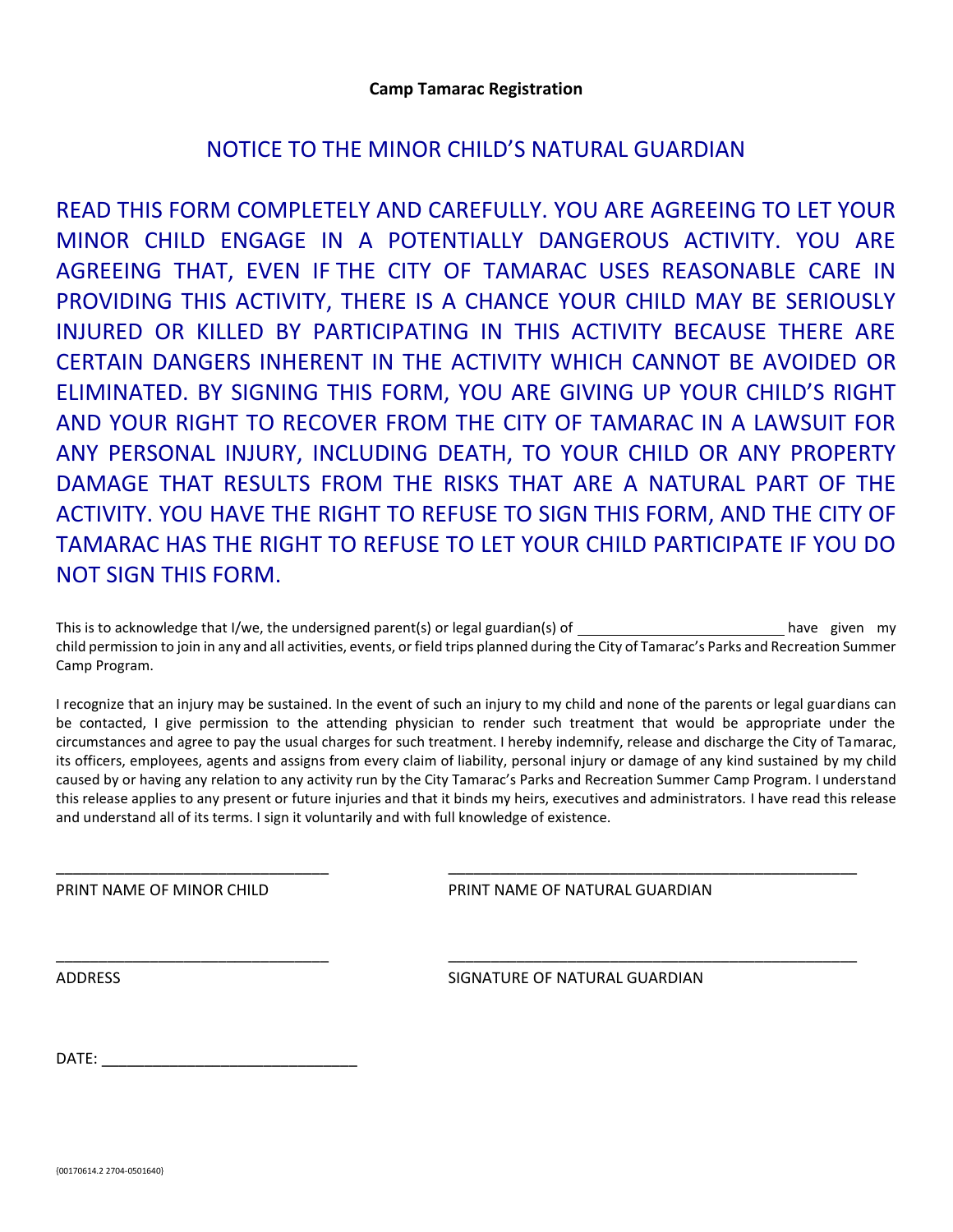**Camp Tamarac Registration**

## NOTICE TO THE MINOR CHILD'S NATURAL GUARDIAN

READ THIS FORM COMPLETELY AND CAREFULLY. YOU ARE AGREEING TO LET YOUR MINOR CHILD ENGAGE IN A POTENTIALLY DANGEROUS ACTIVITY. YOU ARE AGREEING THAT, EVEN IF THE CITY OF TAMARAC USES REASONABLE CARE IN PROVIDING THIS ACTIVITY, THERE IS A CHANCE YOUR CHILD MAY BE SERIOUSLY INJURED OR KILLED BY PARTICIPATING IN THIS ACTIVITY BECAUSE THERE ARE CERTAIN DANGERS INHERENT IN THE ACTIVITY WHICH CANNOT BE AVOIDED OR ELIMINATED. BY SIGNING THIS FORM, YOU ARE GIVING UP YOUR CHILD'S RIGHT AND YOUR RIGHT TO RECOVER FROM THE CITY OF TAMARAC IN A LAWSUIT FOR ANY PERSONAL INJURY, INCLUDING DEATH, TO YOUR CHILD OR ANY PROPERTY DAMAGE THAT RESULTS FROM THE RISKS THAT ARE A NATURAL PART OF THE ACTIVITY. YOU HAVE THE RIGHT TO REFUSE TO SIGN THIS FORM, AND THE CITY OF TAMARAC HAS THE RIGHT TO REFUSE TO LET YOUR CHILD PARTICIPATE IF YOU DO NOT SIGN THIS FORM.

This is to acknowledge that I/we, the undersigned parent(s) or legal guardian(s) of ___________________________ have given my child permission to join in any and all activities, events, or field trips planned during the City of Tamarac's Parks and Recreation Summer Camp Program.

I recognize that an injury may be sustained. In the event of such an injury to my child and none of the parents or legal guardians can be contacted, I give permission to the attending physician to render such treatment that would be appropriate under the circumstances and agree to pay the usual charges for such treatment. I hereby indemnify, release and discharge the City of Tamarac, its officers, employees, agents and assigns from every claim of liability, personal injury or damage of any kind sustained by my child caused by or having any relation to any activity run by the City Tamarac's Parks and Recreation Summer Camp Program. I understand this release applies to any present or future injuries and that it binds my heirs, executives and administrators. I have read this release and understand all of its terms. I sign it voluntarily and with full knowledge of existence.

________________________________ PRINT NAME OF MINOR CHILD

________________________________ PRINT NAME OF NATURAL GUARDIAN

________________________________ ADDRESS

________________________________ SIGNATURE OF NATURAL GUARDIAN

DATE: ______________________________

{00170614.2 2704-0501640}